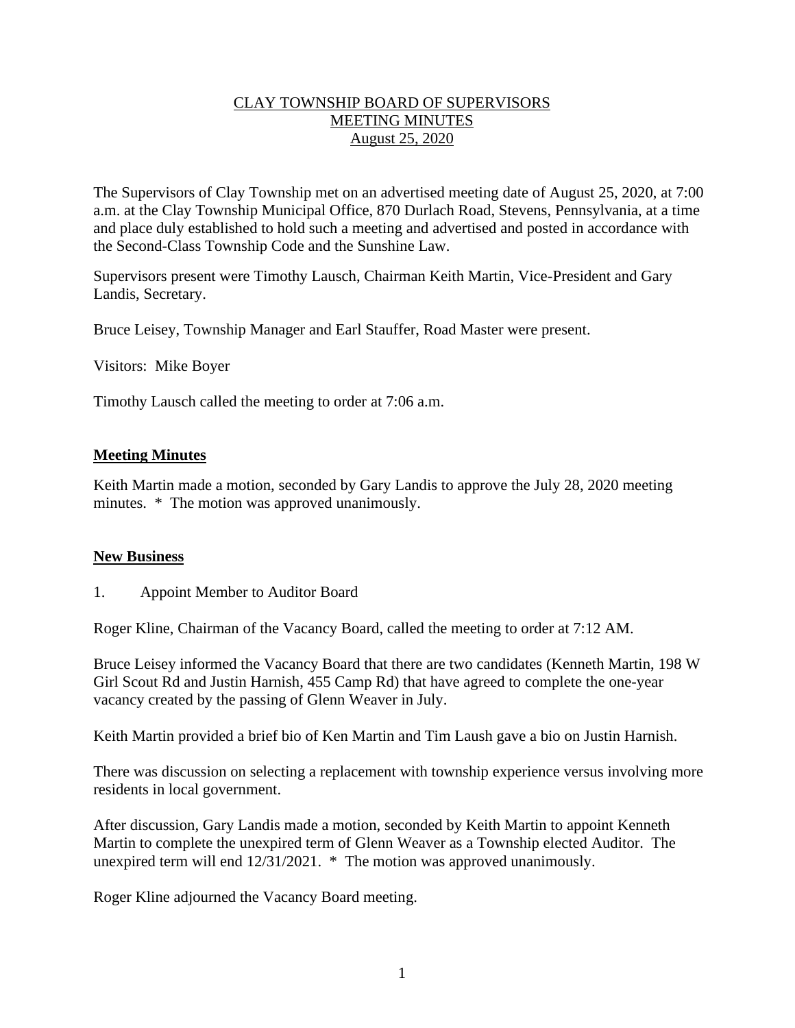CLAY TOWNSHIP BOARD OF SUPERVISORS
MEETING MINUTES
August 25, 2020

The Supervisors of Clay Township met on an advertised meeting date of August 25, 2020, at 7:00 a.m. at the Clay Township Municipal Office, 870 Durlach Road, Stevens, Pennsylvania, at a time and place duly established to hold such a meeting and advertised and posted in accordance with the Second-Class Township Code and the Sunshine Law.

Supervisors present were Timothy Lausch, Chairman Keith Martin, Vice-President and Gary Landis, Secretary.

Bruce Leisey, Township Manager and Earl Stauffer, Road Master were present.

Visitors: Mike Boyer

Timothy Lausch called the meeting to order at 7:06 a.m.

## Meeting Minutes

Keith Martin made a motion, seconded by Gary Landis to approve the July 28, 2020 meeting minutes. * The motion was approved unanimously.

## New Business

1. Appoint Member to Auditor Board

Roger Kline, Chairman of the Vacancy Board, called the meeting to order at 7:12 AM.

Bruce Leisey informed the Vacancy Board that there are two candidates (Kenneth Martin, 198 W Girl Scout Rd and Justin Harnish, 455 Camp Rd) that have agreed to complete the one-year vacancy created by the passing of Glenn Weaver in July.

Keith Martin provided a brief bio of Ken Martin and Tim Laush gave a bio on Justin Harnish.

There was discussion on selecting a replacement with township experience versus involving more residents in local government.

After discussion, Gary Landis made a motion, seconded by Keith Martin to appoint Kenneth Martin to complete the unexpired term of Glenn Weaver as a Township elected Auditor. The unexpired term will end 12/31/2021. * The motion was approved unanimously.

Roger Kline adjourned the Vacancy Board meeting.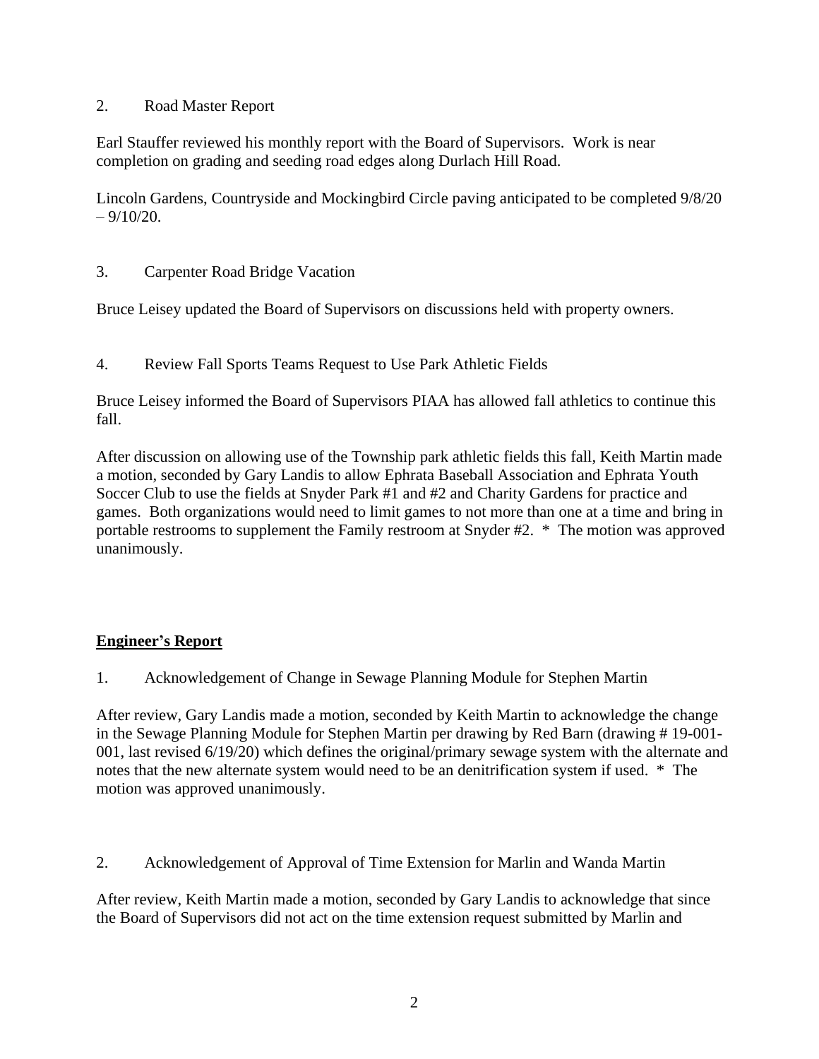2. Road Master Report

Earl Stauffer reviewed his monthly report with the Board of Supervisors. Work is near completion on grading and seeding road edges along Durlach Hill Road.

Lincoln Gardens, Countryside and Mockingbird Circle paving anticipated to be completed 9/8/20 – 9/10/20.

3. Carpenter Road Bridge Vacation

Bruce Leisey updated the Board of Supervisors on discussions held with property owners.

4. Review Fall Sports Teams Request to Use Park Athletic Fields

Bruce Leisey informed the Board of Supervisors PIAA has allowed fall athletics to continue this fall.

After discussion on allowing use of the Township park athletic fields this fall, Keith Martin made a motion, seconded by Gary Landis to allow Ephrata Baseball Association and Ephrata Youth Soccer Club to use the fields at Snyder Park #1 and #2 and Charity Gardens for practice and games. Both organizations would need to limit games to not more than one at a time and bring in portable restrooms to supplement the Family restroom at Snyder #2. * The motion was approved unanimously.

## **Engineer's Report**

1. Acknowledgement of Change in Sewage Planning Module for Stephen Martin

After review, Gary Landis made a motion, seconded by Keith Martin to acknowledge the change in the Sewage Planning Module for Stephen Martin per drawing by Red Barn (drawing # 19-001-001, last revised 6/19/20) which defines the original/primary sewage system with the alternate and notes that the new alternate system would need to be an denitrification system if used. * The motion was approved unanimously.

2. Acknowledgement of Approval of Time Extension for Marlin and Wanda Martin

After review, Keith Martin made a motion, seconded by Gary Landis to acknowledge that since the Board of Supervisors did not act on the time extension request submitted by Marlin and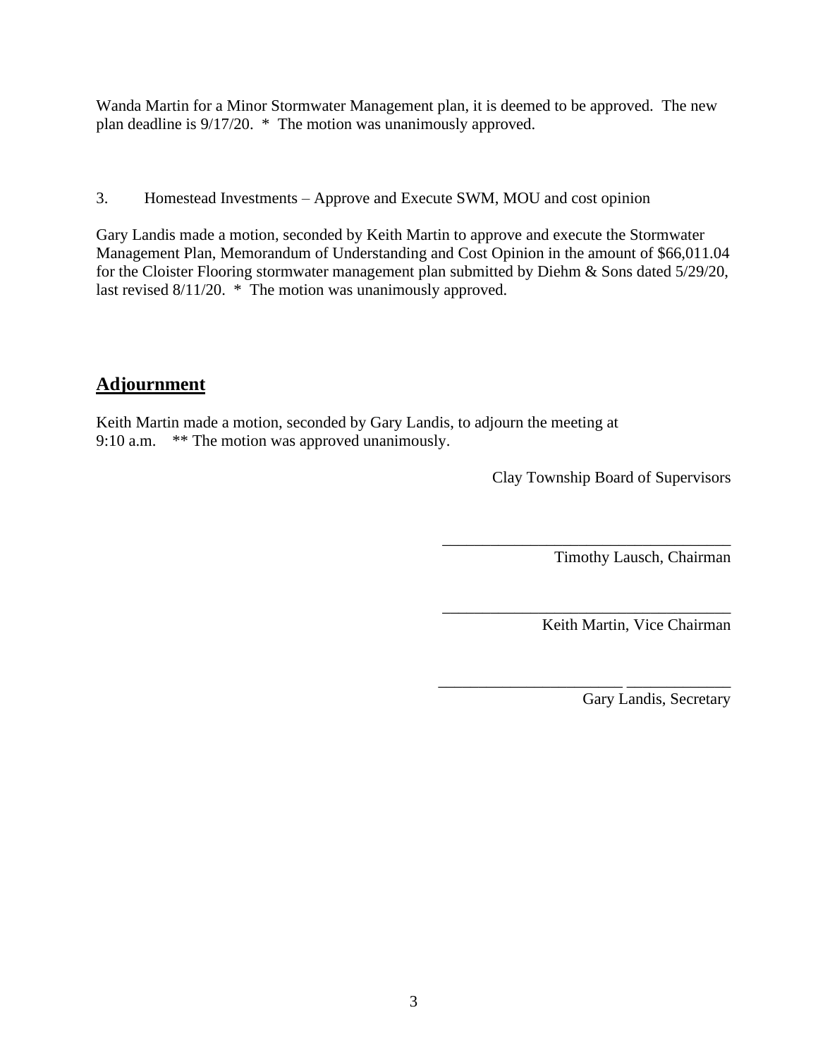Wanda Martin for a Minor Stormwater Management plan, it is deemed to be approved. The new plan deadline is 9/17/20. * The motion was unanimously approved.

3. Homestead Investments – Approve and Execute SWM, MOU and cost opinion

Gary Landis made a motion, seconded by Keith Martin to approve and execute the Stormwater Management Plan, Memorandum of Understanding and Cost Opinion in the amount of $66,011.04 for the Cloister Flooring stormwater management plan submitted by Diehm & Sons dated 5/29/20, last revised 8/11/20. * The motion was unanimously approved.

## **Adjournment**

Keith Martin made a motion, seconded by Gary Landis, to adjourn the meeting at 9:10 a.m. ** The motion was approved unanimously.

Clay Township Board of Supervisors

_____________________________________
Timothy Lausch, Chairman

_____________________________________
Keith Martin, Vice Chairman

_____________________________________
Gary Landis, Secretary